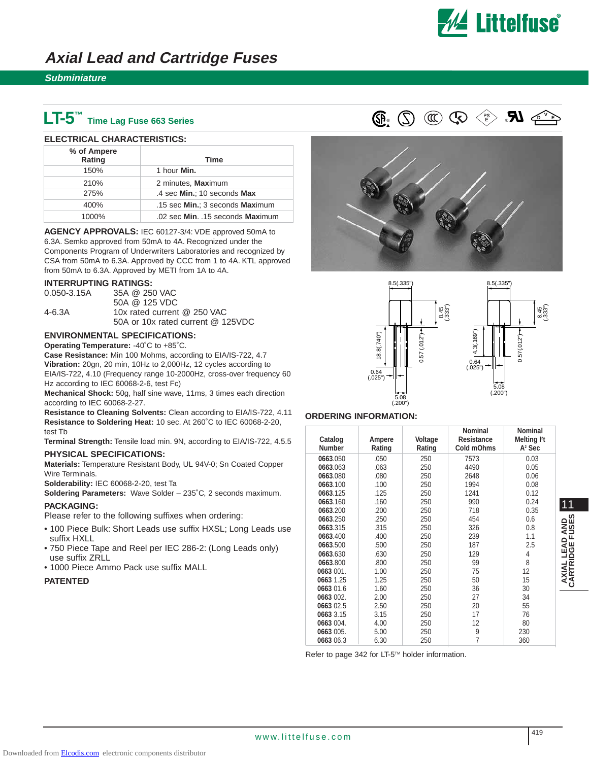# Axial Lead and Cartridge Fuses

## Subminiature

## LT-5™ Time Lag Fuse 663 Series

### ELECTRICAL CHARACTERISTICS:

| % of Ampere Rating | Time |
|---|---|
| 150% | 1 hour **Min.** |
| 210% | 2 minutes, **Max**imum |
| 275% | .4 sec **Min.**; 10 seconds **Max** |
| 400% | .15 sec **Min.**; 3 seconds **Max**imum |
| 1000% | .02 sec **Min**. .15 seconds **Max**imum |

**AGENCY APPROVALS:** IEC 60127-3/4: VDE approved 50mA to 6.3A. Semko approved from 50mA to 4A. Recognized under the Components Program of Underwriters Laboratories and recognized by CSA from 50mA to 6.3A. Approved by CCC from 1 to 4A. KTL approved from 50mA to 6.3A. Approved by METI from 1A to 4A.

### INTERRUPTING RATINGS:

| | |
|---|---|
| 0.050-3.15A | 35A @ 250 VAC |
| | 50A @ 125 VDC |
| 4-6.3A | 10x rated current @ 250 VAC |
| | 50A or 10x rated current @ 125VDC |

### ENVIRONMENTAL SPECIFICATIONS:

**Operating Temperature:** -40˚C to +85˚C.

**Case Resistance:** Min 100 Mohms, according to EIA/IS-722, 4.7

**Vibration:** 20gn, 20 min, 10Hz to 2,000Hz, 12 cycles according to EIA/IS-722, 4.10 (Frequency range 10-2000Hz, cross-over frequency 60 Hz according to IEC 60068-2-6, test Fc)

**Mechanical Shock:** 50g, half sine wave, 11ms, 3 times each direction according to IEC 60068-2-27.

**Resistance to Cleaning Solvents:** Clean according to EIA/IS-722, 4.11

**Resistance to Soldering Heat:** 10 sec. At 260˚C to IEC 60068-2-20, test Tb

**Terminal Strength:** Tensile load min. 9N, according to EIA/IS-722, 4.5.5

### PHYSICAL SPECIFICATIONS:

**Materials:** Temperature Resistant Body, UL 94V-0; Sn Coated Copper Wire Terminals.

**Solderability:** IEC 60068-2-20, test Ta

**Soldering Parameters:** Wave Solder – 235˚C, 2 seconds maximum.

### PACKAGING:

Please refer to the following suffixes when ordering:

- 100 Piece Bulk: Short Leads use suffix HXSL; Long Leads use suffix HXLL
- 750 Piece Tape and Reel per IEC 286-2: (Long Leads only) use suffix ZRLL
- 1000 Piece Ammo Pack use suffix MALL

**PATENTED**

8.5(.335") 8.45 (.333") 18.8(.740") 0.57 (.012") 0.64 (.025") 5.08 (.200")

8.5(.335") 8.45 (.333") 4.3(.169") 0.57 (.012") 0.64 (.025") 5.08 (.200")

### ORDERING INFORMATION:

| Catalog Number | Ampere Rating | Voltage Rating | Nominal Resistance Cold mOhms | Nominal Melting I²t A² Sec |
|---|---|---|---|---|
| **0663**.050 | .050 | 250 | 7573 | 0.03 |
| **0663**.063 | .063 | 250 | 4490 | 0.05 |
| **0663**.080 | .080 | 250 | 2648 | 0.06 |
| **0663**.100 | .100 | 250 | 1994 | 0.08 |
| **0663**.125 | .125 | 250 | 1241 | 0.12 |
| **0663**.160 | .160 | 250 | 990 | 0.24 |
| **0663**.200 | .200 | 250 | 718 | 0.35 |
| **0663**.250 | .250 | 250 | 454 | 0.6 |
| **0663**.315 | .315 | 250 | 326 | 0.8 |
| **0663**.400 | .400 | 250 | 239 | 1.1 |
| **0663**.500 | .500 | 250 | 187 | 2.5 |
| **0663**.630 | .630 | 250 | 129 | 4 |
| **0663**.800 | .800 | 250 | 99 | 8 |
| **0663** 001. | 1.00 | 250 | 75 | 12 |
| **0663** 1.25 | 1.25 | 250 | 50 | 15 |
| **0663** 01.6 | 1.60 | 250 | 36 | 30 |
| **0663** 002. | 2.00 | 250 | 27 | 34 |
| **0663** 02.5 | 2.50 | 250 | 20 | 55 |
| **0663** 3.15 | 3.15 | 250 | 17 | 76 |
| **0663** 004. | 4.00 | 250 | 12 | 80 |
| **0663** 005. | 5.00 | 250 | 9 | 230 |
| **0663** 06.3 | 6.30 | 250 | 7 | 360 |

Refer to page 342 for LT-5™ holder information.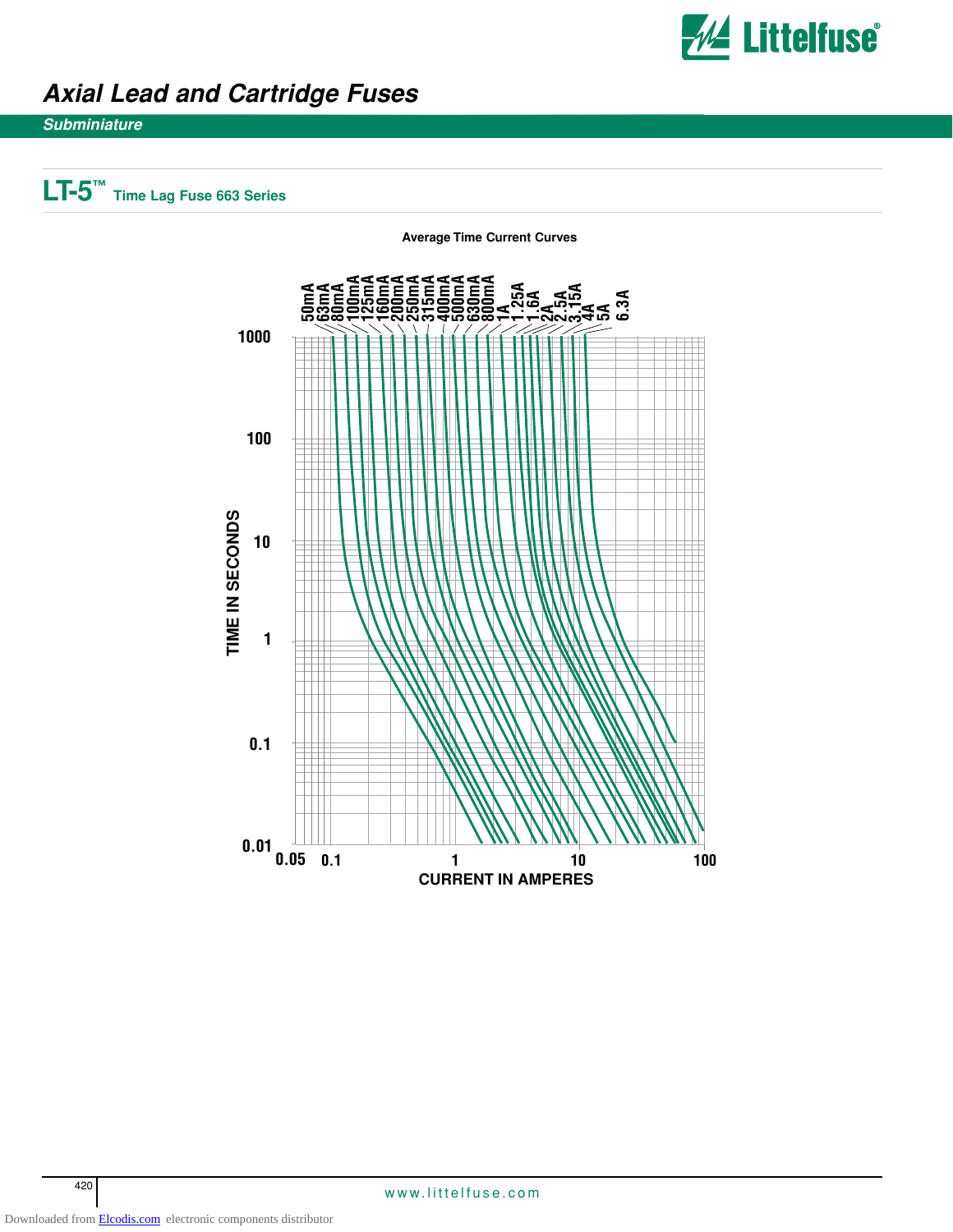# Axial Lead and Cartridge Fuses

*Subminiature*

## LT-5™ Time Lag Fuse 663 Series

**Average Time Current Curves**

50mA
63mA
80mA
100mA
125mA
160mA
200mA
250mA
315mA
400mA
500mA
630mA
800mA
1A
1.25A
1.6A
2A
2.5A
3.15A
4A
5A
6.3A

TIME IN SECONDS

1000
100
10
1
0.1
0.01

0.05
0.1
1
10
100

CURRENT IN AMPERES

www.littelfuse.com

Downloaded from Elcodis.com electronic components distributor